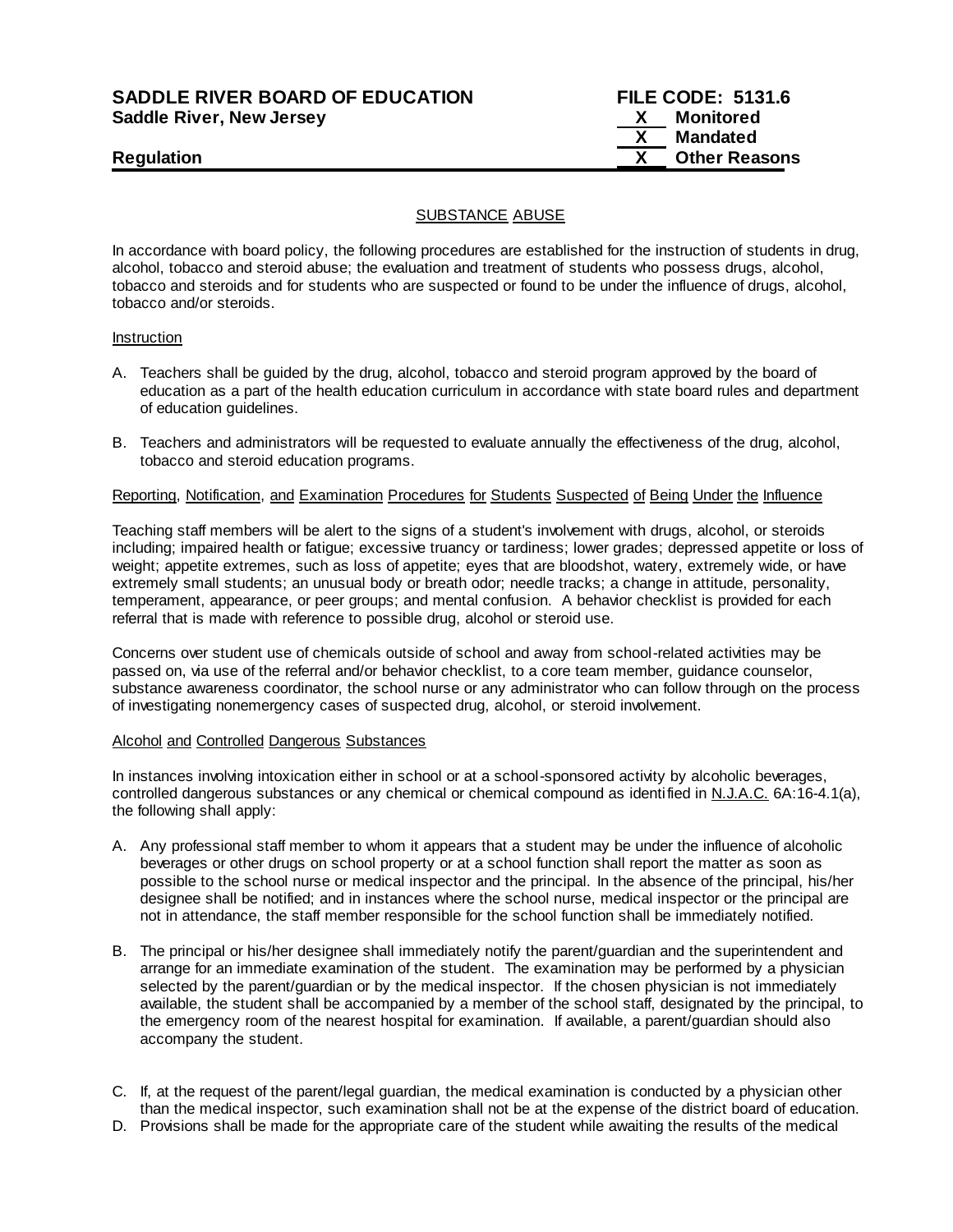**SADDLE RIVER BOARD OF EDUCATION**
**Saddle River, New Jersey**

**Regulation**

**FILE CODE: 5131.6**
**X Monitored**
**X Mandated**
**X Other Reasons**

SUBSTANCE ABUSE

In accordance with board policy, the following procedures are established for the instruction of students in drug, alcohol, tobacco and steroid abuse; the evaluation and treatment of students who possess drugs, alcohol, tobacco and steroids and for students who are suspected or found to be under the influence of drugs, alcohol, tobacco and/or steroids.

Instruction

A. Teachers shall be guided by the drug, alcohol, tobacco and steroid program approved by the board of education as a part of the health education curriculum in accordance with state board rules and department of education guidelines.

B. Teachers and administrators will be requested to evaluate annually the effectiveness of the drug, alcohol, tobacco and steroid education programs.

Reporting, Notification, and Examination Procedures for Students Suspected of Being Under the Influence

Teaching staff members will be alert to the signs of a student's involvement with drugs, alcohol, or steroids including; impaired health or fatigue; excessive truancy or tardiness; lower grades; depressed appetite or loss of weight; appetite extremes, such as loss of appetite; eyes that are bloodshot, watery, extremely wide, or have extremely small students; an unusual body or breath odor; needle tracks; a change in attitude, personality, temperament, appearance, or peer groups; and mental confusion. A behavior checklist is provided for each referral that is made with reference to possible drug, alcohol or steroid use.

Concerns over student use of chemicals outside of school and away from school-related activities may be passed on, via use of the referral and/or behavior checklist, to a core team member, guidance counselor, substance awareness coordinator, the school nurse or any administrator who can follow through on the process of investigating nonemergency cases of suspected drug, alcohol, or steroid involvement.

Alcohol and Controlled Dangerous Substances

In instances involving intoxication either in school or at a school-sponsored activity by alcoholic beverages, controlled dangerous substances or any chemical or chemical compound as identified in N.J.A.C. 6A:16-4.1(a), the following shall apply:

A. Any professional staff member to whom it appears that a student may be under the influence of alcoholic beverages or other drugs on school property or at a school function shall report the matter as soon as possible to the school nurse or medical inspector and the principal. In the absence of the principal, his/her designee shall be notified; and in instances where the school nurse, medical inspector or the principal are not in attendance, the staff member responsible for the school function shall be immediately notified.

B. The principal or his/her designee shall immediately notify the parent/guardian and the superintendent and arrange for an immediate examination of the student. The examination may be performed by a physician selected by the parent/guardian or by the medical inspector. If the chosen physician is not immediately available, the student shall be accompanied by a member of the school staff, designated by the principal, to the emergency room of the nearest hospital for examination. If available, a parent/guardian should also accompany the student.

C. If, at the request of the parent/legal guardian, the medical examination is conducted by a physician other than the medical inspector, such examination shall not be at the expense of the district board of education.

D. Provisions shall be made for the appropriate care of the student while awaiting the results of the medical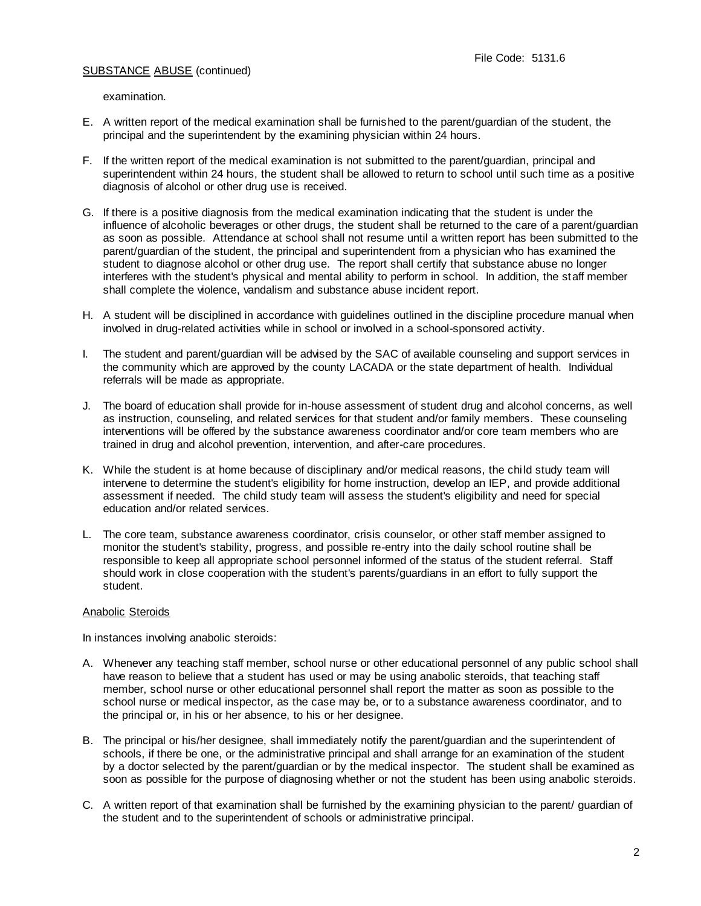examination.

E. A written report of the medical examination shall be furnished to the parent/guardian of the student, the principal and the superintendent by the examining physician within 24 hours.

F. If the written report of the medical examination is not submitted to the parent/guardian, principal and superintendent within 24 hours, the student shall be allowed to return to school until such time as a positive diagnosis of alcohol or other drug use is received.

G. If there is a positive diagnosis from the medical examination indicating that the student is under the influence of alcoholic beverages or other drugs, the student shall be returned to the care of a parent/guardian as soon as possible. Attendance at school shall not resume until a written report has been submitted to the parent/guardian of the student, the principal and superintendent from a physician who has examined the student to diagnose alcohol or other drug use. The report shall certify that substance abuse no longer interferes with the student's physical and mental ability to perform in school. In addition, the staff member shall complete the violence, vandalism and substance abuse incident report.

H. A student will be disciplined in accordance with guidelines outlined in the discipline procedure manual when involved in drug-related activities while in school or involved in a school-sponsored activity.

I. The student and parent/guardian will be advised by the SAC of available counseling and support services in the community which are approved by the county LACADA or the state department of health. Individual referrals will be made as appropriate.

J. The board of education shall provide for in-house assessment of student drug and alcohol concerns, as well as instruction, counseling, and related services for that student and/or family members. These counseling interventions will be offered by the substance awareness coordinator and/or core team members who are trained in drug and alcohol prevention, intervention, and after-care procedures.

K. While the student is at home because of disciplinary and/or medical reasons, the child study team will intervene to determine the student's eligibility for home instruction, develop an IEP, and provide additional assessment if needed. The child study team will assess the student's eligibility and need for special education and/or related services.

L. The core team, substance awareness coordinator, crisis counselor, or other staff member assigned to monitor the student's stability, progress, and possible re-entry into the daily school routine shall be responsible to keep all appropriate school personnel informed of the status of the student referral. Staff should work in close cooperation with the student's parents/guardians in an effort to fully support the student.

## Anabolic Steroids

In instances involving anabolic steroids:

A. Whenever any teaching staff member, school nurse or other educational personnel of any public school shall have reason to believe that a student has used or may be using anabolic steroids, that teaching staff member, school nurse or other educational personnel shall report the matter as soon as possible to the school nurse or medical inspector, as the case may be, or to a substance awareness coordinator, and to the principal or, in his or her absence, to his or her designee.

B. The principal or his/her designee, shall immediately notify the parent/guardian and the superintendent of schools, if there be one, or the administrative principal and shall arrange for an examination of the student by a doctor selected by the parent/guardian or by the medical inspector. The student shall be examined as soon as possible for the purpose of diagnosing whether or not the student has been using anabolic steroids.

C. A written report of that examination shall be furnished by the examining physician to the parent/ guardian of the student and to the superintendent of schools or administrative principal.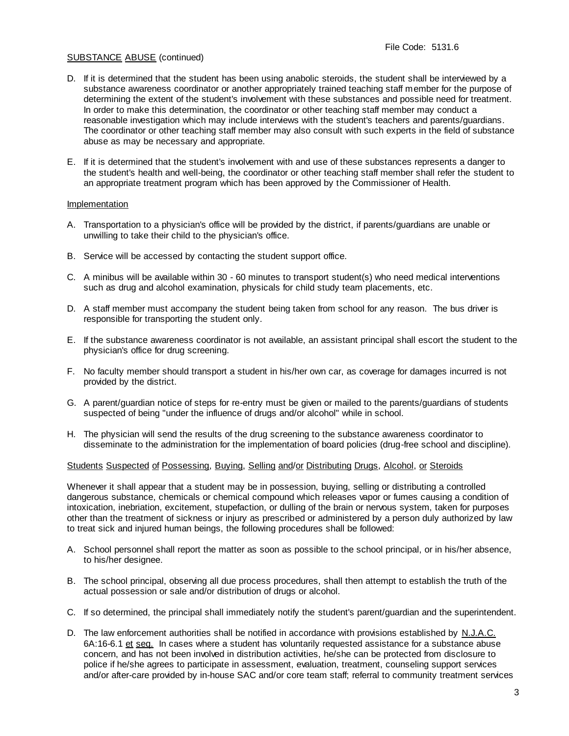SUBSTANCE ABUSE (continued)

D. If it is determined that the student has been using anabolic steroids, the student shall be interviewed by a substance awareness coordinator or another appropriately trained teaching staff member for the purpose of determining the extent of the student's involvement with these substances and possible need for treatment. In order to make this determination, the coordinator or other teaching staff member may conduct a reasonable investigation which may include interviews with the student's teachers and parents/guardians. The coordinator or other teaching staff member may also consult with such experts in the field of substance abuse as may be necessary and appropriate.

E. If it is determined that the student's involvement with and use of these substances represents a danger to the student's health and well-being, the coordinator or other teaching staff member shall refer the student to an appropriate treatment program which has been approved by the Commissioner of Health.

Implementation

A. Transportation to a physician's office will be provided by the district, if parents/guardians are unable or unwilling to take their child to the physician's office.

B. Service will be accessed by contacting the student support office.

C. A minibus will be available within 30 - 60 minutes to transport student(s) who need medical interventions such as drug and alcohol examination, physicals for child study team placements, etc.

D. A staff member must accompany the student being taken from school for any reason. The bus driver is responsible for transporting the student only.

E. If the substance awareness coordinator is not available, an assistant principal shall escort the student to the physician's office for drug screening.

F. No faculty member should transport a student in his/her own car, as coverage for damages incurred is not provided by the district.

G. A parent/guardian notice of steps for re-entry must be given or mailed to the parents/guardians of students suspected of being "under the influence of drugs and/or alcohol" while in school.

H. The physician will send the results of the drug screening to the substance awareness coordinator to disseminate to the administration for the implementation of board policies (drug-free school and discipline).

Students Suspected of Possessing, Buying, Selling and/or Distributing Drugs, Alcohol, or Steroids

Whenever it shall appear that a student may be in possession, buying, selling or distributing a controlled dangerous substance, chemicals or chemical compound which releases vapor or fumes causing a condition of intoxication, inebriation, excitement, stupefaction, or dulling of the brain or nervous system, taken for purposes other than the treatment of sickness or injury as prescribed or administered by a person duly authorized by law to treat sick and injured human beings, the following procedures shall be followed:

A. School personnel shall report the matter as soon as possible to the school principal, or in his/her absence, to his/her designee.

B. The school principal, observing all due process procedures, shall then attempt to establish the truth of the actual possession or sale and/or distribution of drugs or alcohol.

C. If so determined, the principal shall immediately notify the student's parent/guardian and the superintendent.

D. The law enforcement authorities shall be notified in accordance with provisions established by N.J.A.C. 6A:16-6.1 et seq. In cases where a student has voluntarily requested assistance for a substance abuse concern, and has not been involved in distribution activities, he/she can be protected from disclosure to police if he/she agrees to participate in assessment, evaluation, treatment, counseling support services and/or after-care provided by in-house SAC and/or core team staff; referral to community treatment services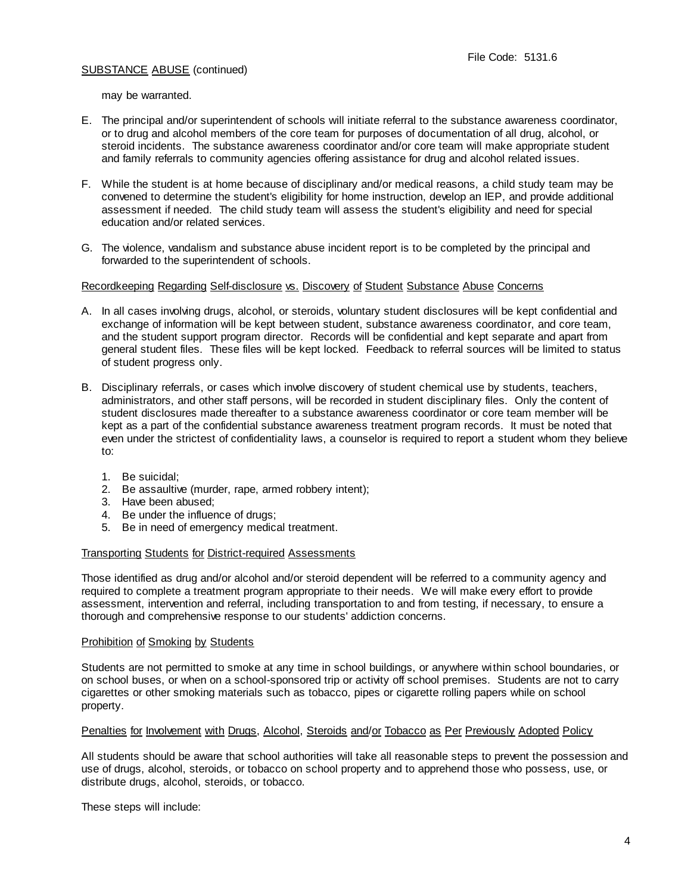may be warranted.

E. The principal and/or superintendent of schools will initiate referral to the substance awareness coordinator, or to drug and alcohol members of the core team for purposes of documentation of all drug, alcohol, or steroid incidents. The substance awareness coordinator and/or core team will make appropriate student and family referrals to community agencies offering assistance for drug and alcohol related issues.

F. While the student is at home because of disciplinary and/or medical reasons, a child study team may be convened to determine the student's eligibility for home instruction, develop an IEP, and provide additional assessment if needed. The child study team will assess the student's eligibility and need for special education and/or related services.

G. The violence, vandalism and substance abuse incident report is to be completed by the principal and forwarded to the superintendent of schools.

Recordkeeping Regarding Self-disclosure vs. Discovery of Student Substance Abuse Concerns

A. In all cases involving drugs, alcohol, or steroids, voluntary student disclosures will be kept confidential and exchange of information will be kept between student, substance awareness coordinator, and core team, and the student support program director. Records will be confidential and kept separate and apart from general student files. These files will be kept locked. Feedback to referral sources will be limited to status of student progress only.

B. Disciplinary referrals, or cases which involve discovery of student chemical use by students, teachers, administrators, and other staff persons, will be recorded in student disciplinary files. Only the content of student disclosures made thereafter to a substance awareness coordinator or core team member will be kept as a part of the confidential substance awareness treatment program records. It must be noted that even under the strictest of confidentiality laws, a counselor is required to report a student whom they believe to:

   1. Be suicidal;
   2. Be assaultive (murder, rape, armed robbery intent);
   3. Have been abused;
   4. Be under the influence of drugs;
   5. Be in need of emergency medical treatment.

Transporting Students for District-required Assessments

Those identified as drug and/or alcohol and/or steroid dependent will be referred to a community agency and required to complete a treatment program appropriate to their needs. We will make every effort to provide assessment, intervention and referral, including transportation to and from testing, if necessary, to ensure a thorough and comprehensive response to our students' addiction concerns.

Prohibition of Smoking by Students

Students are not permitted to smoke at any time in school buildings, or anywhere within school boundaries, or on school buses, or when on a school-sponsored trip or activity off school premises. Students are not to carry cigarettes or other smoking materials such as tobacco, pipes or cigarette rolling papers while on school property.

Penalties for Involvement with Drugs, Alcohol, Steroids and/or Tobacco as Per Previously Adopted Policy

All students should be aware that school authorities will take all reasonable steps to prevent the possession and use of drugs, alcohol, steroids, or tobacco on school property and to apprehend those who possess, use, or distribute drugs, alcohol, steroids, or tobacco.

These steps will include: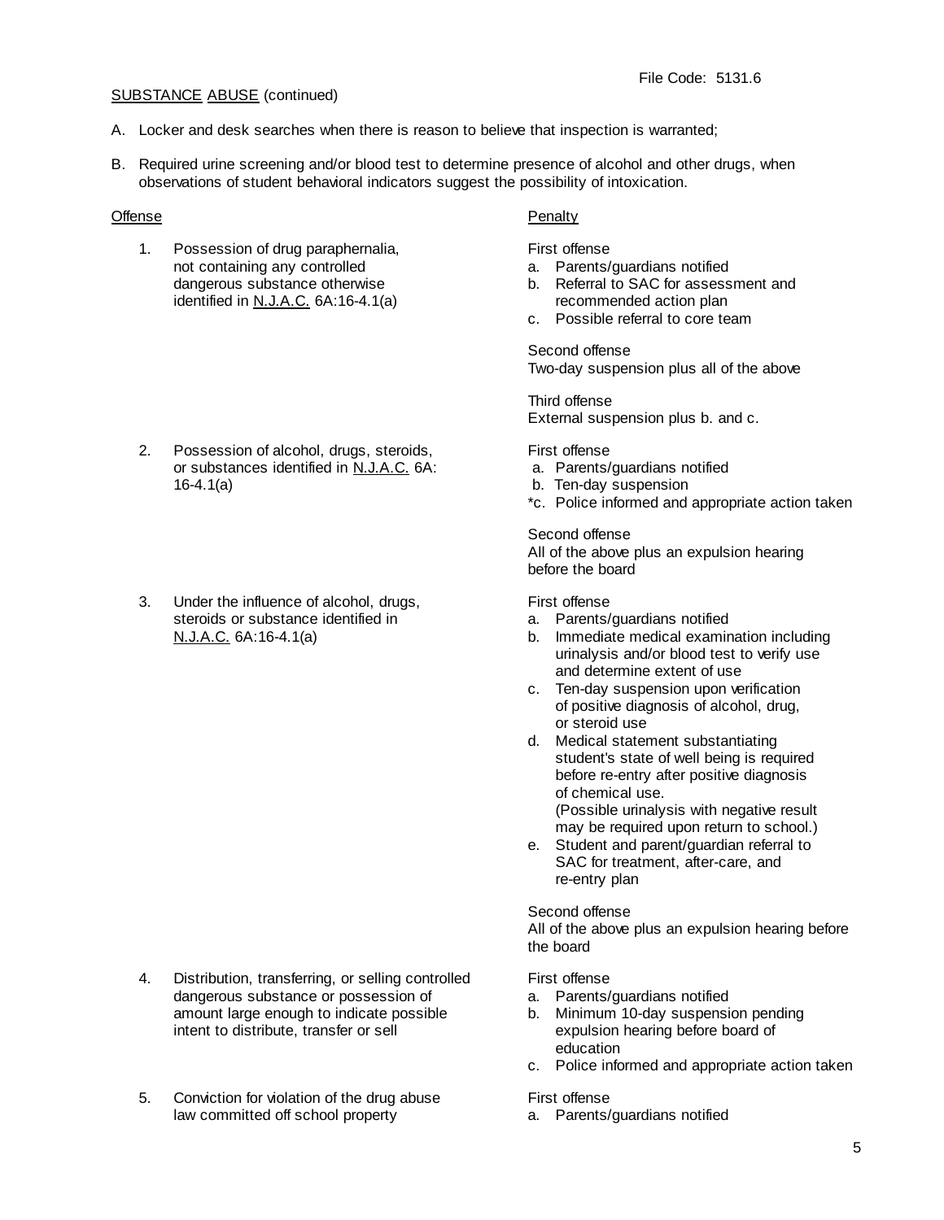File Code: 5131.6

SUBSTANCE ABUSE (continued)

A. Locker and desk searches when there is reason to believe that inspection is warranted;

B. Required urine screening and/or blood test to determine presence of alcohol and other drugs, when observations of student behavioral indicators suggest the possibility of intoxication.

| Offense | Penalty |
|---|---|
| 1. Possession of drug paraphernalia, not containing any controlled dangerous substance otherwise identified in N.J.A.C. 6A:16-4.1(a) | First offense<br>a. Parents/guardians notified<br>b. Referral to SAC for assessment and recommended action plan<br>c. Possible referral to core team<br><br>Second offense<br>Two-day suspension plus all of the above<br><br>Third offense<br>External suspension plus b. and c. |
| 2. Possession of alcohol, drugs, steroids, or substances identified in N.J.A.C. 6A: 16-4.1(a) | First offense<br>a. Parents/guardians notified<br>b. Ten-day suspension<br>*c. Police informed and appropriate action taken<br><br>Second offense<br>All of the above plus an expulsion hearing before the board |
| 3. Under the influence of alcohol, drugs, steroids or substance identified in N.J.A.C. 6A:16-4.1(a) | First offense<br>a. Parents/guardians notified<br>b. Immediate medical examination including urinalysis and/or blood test to verify use and determine extent of use<br>c. Ten-day suspension upon verification of positive diagnosis of alcohol, drug, or steroid use<br>d. Medical statement substantiating student's state of well being is required before re-entry after positive diagnosis of chemical use. (Possible urinalysis with negative result may be required upon return to school.)<br>e. Student and parent/guardian referral to SAC for treatment, after-care, and re-entry plan<br><br>Second offense<br>All of the above plus an expulsion hearing before the board |
| 4. Distribution, transferring, or selling controlled dangerous substance or possession of amount large enough to indicate possible intent to distribute, transfer or sell | First offense<br>a. Parents/guardians notified<br>b. Minimum 10-day suspension pending expulsion hearing before board of education<br>c. Police informed and appropriate action taken |
| 5. Conviction for violation of the drug abuse law committed off school property | First offense<br>a. Parents/guardians notified |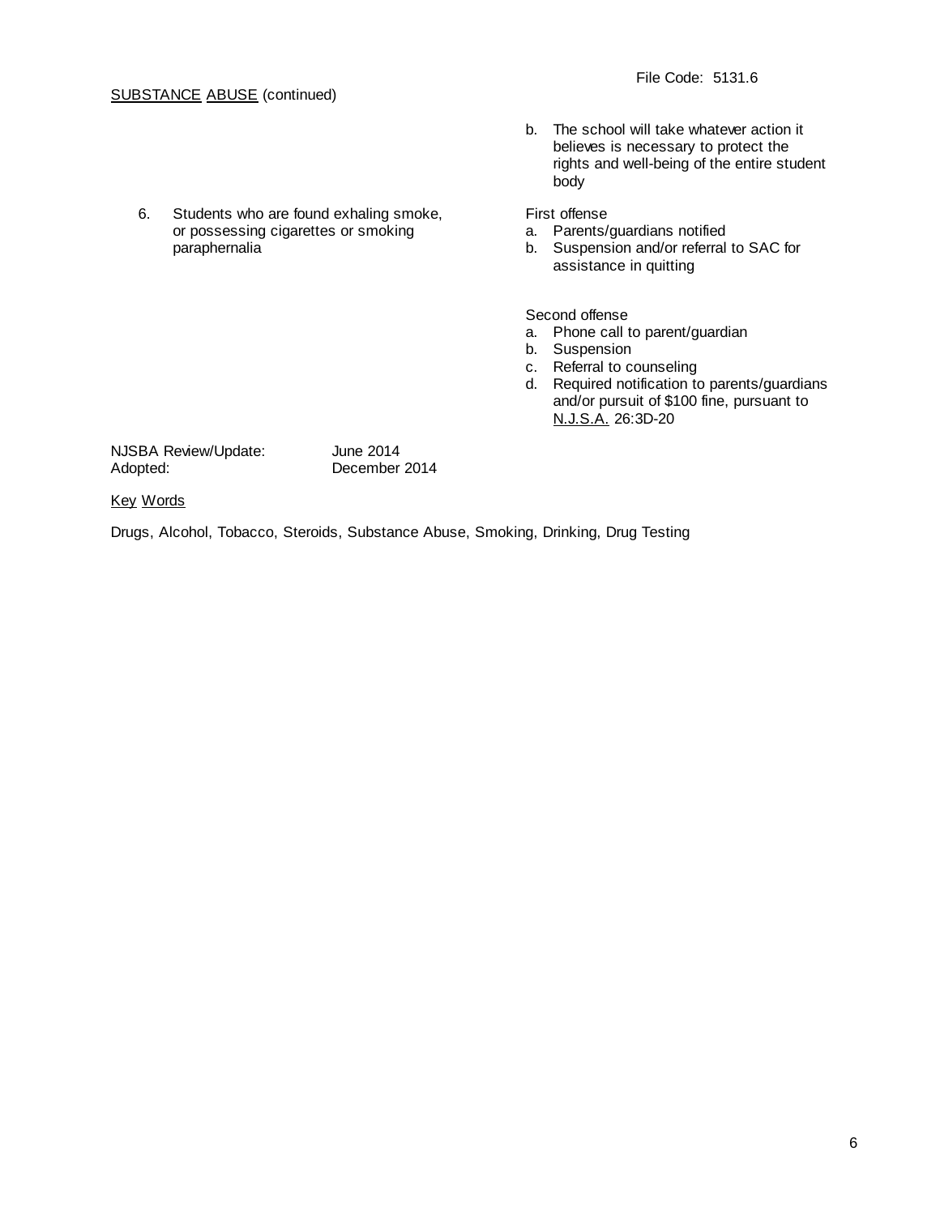SUBSTANCE ABUSE (continued)

| | |
|---|---|
| | b. The school will take whatever action it believes is necessary to protect the rights and well-being of the entire student body |
| 6. Students who are found exhaling smoke, or possessing cigarettes or smoking paraphernalia | First offense<br>a. Parents/guardians notified<br>b. Suspension and/or referral to SAC for assistance in quitting<br><br>Second offense<br>a. Phone call to parent/guardian<br>b. Suspension<br>c. Referral to counseling<br>d. Required notification to parents/guardians and/or pursuit of $100 fine, pursuant to N.J.S.A. 26:3D-20 |

NJSBA Review/Update: June 2014
Adopted: December 2014

Key Words

Drugs, Alcohol, Tobacco, Steroids, Substance Abuse, Smoking, Drinking, Drug Testing